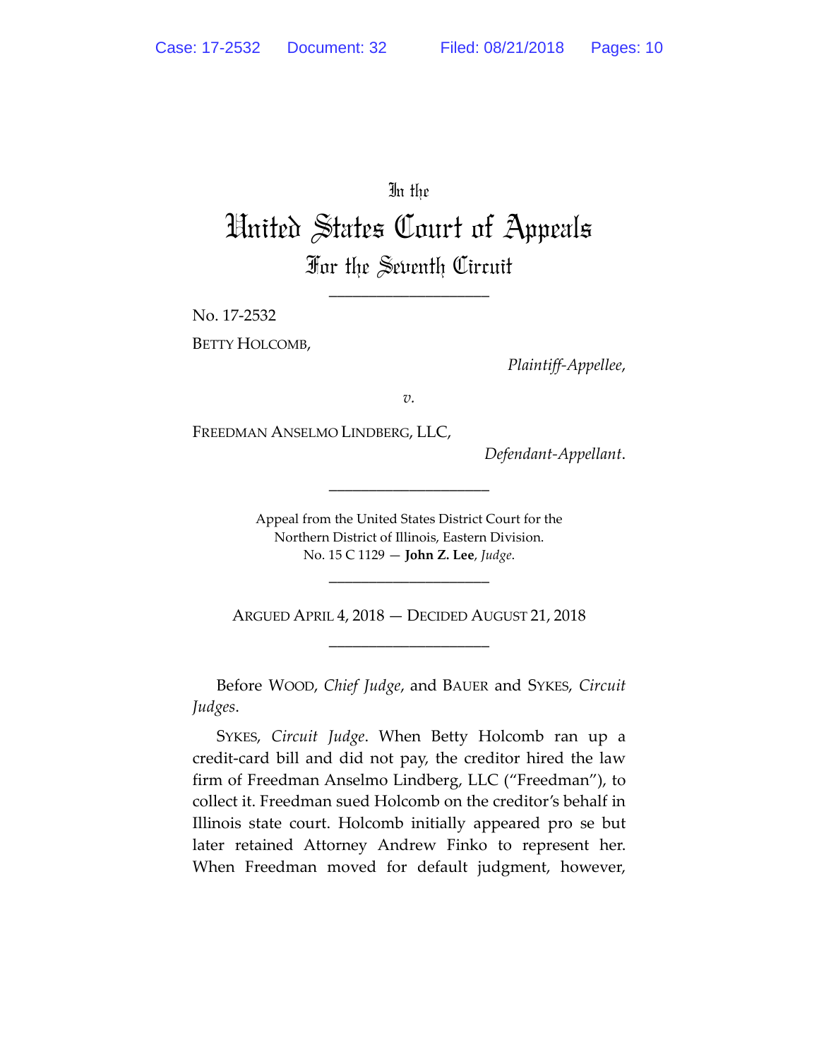In the

# United States Court of Appeals

## For the Seventh Circuit

\_\_\_\_\_\_\_\_\_\_\_\_\_\_\_\_\_\_\_\_

No. 17-2532

BETTY HOLCOMB,

*Plaintiff-Appellee*,

*v.*

FREEDMAN ANSELMO LINDBERG, LLC,

*Defendant-Appellant*.

\_\_\_\_\_\_\_\_\_\_\_\_\_\_\_\_\_\_\_\_

Appeal from the United States District Court for the Northern District of Illinois, Eastern Division.
No. 15 C 1129 — **John Z. Lee**, *Judge*.

\_\_\_\_\_\_\_\_\_\_\_\_\_\_\_\_\_\_\_\_

ARGUED APRIL 4, 2018 — DECIDED AUGUST 21, 2018

\_\_\_\_\_\_\_\_\_\_\_\_\_\_\_\_\_\_\_\_

Before WOOD, *Chief Judge*, and BAUER and SYKES, *Circuit Judges*.

SYKES, *Circuit Judge*. When Betty Holcomb ran up a credit-card bill and did not pay, the creditor hired the law firm of Freedman Anselmo Lindberg, LLC ("Freedman"), to collect it. Freedman sued Holcomb on the creditor's behalf in Illinois state court. Holcomb initially appeared pro se but later retained Attorney Andrew Finko to represent her. When Freedman moved for default judgment, however,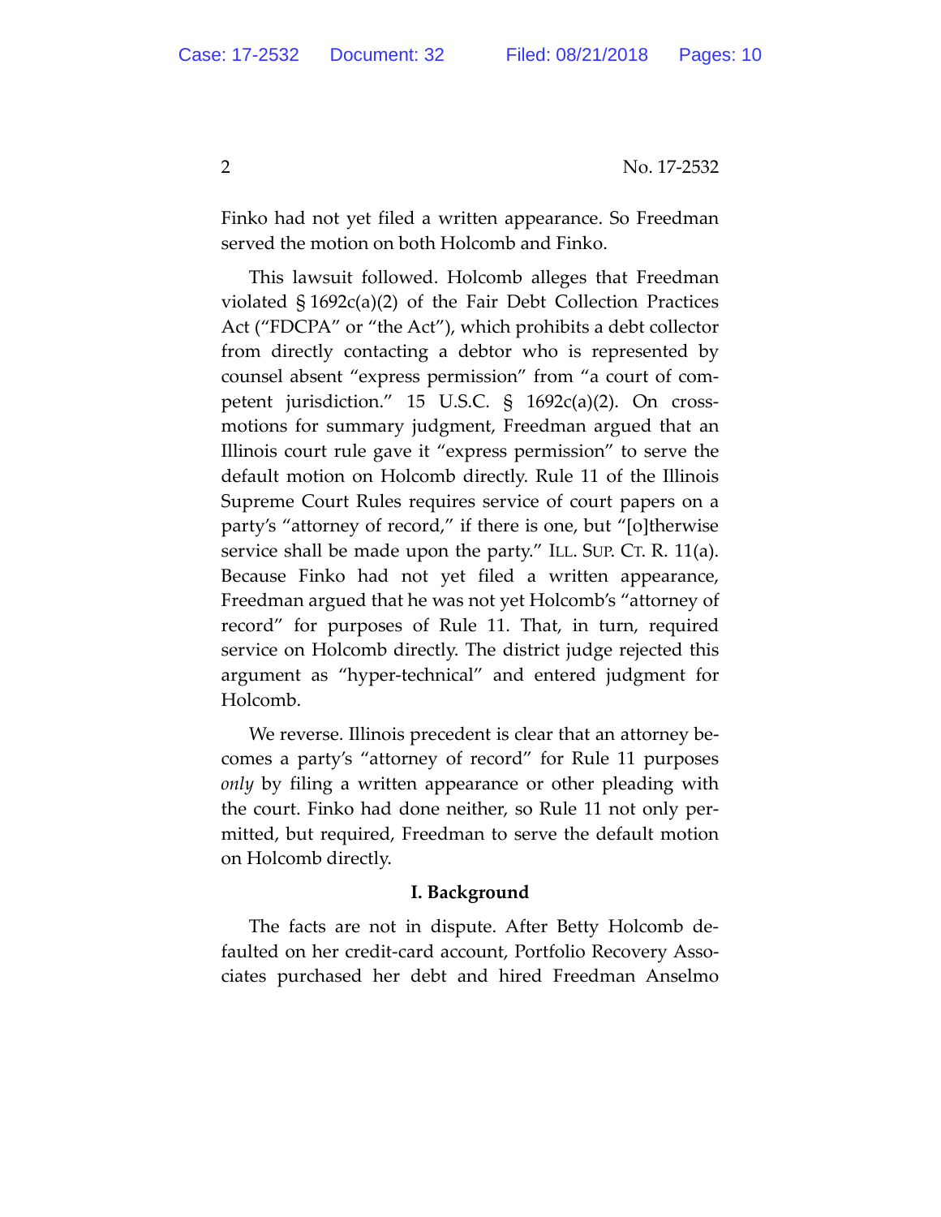Finko had not yet filed a written appearance. So Freedman served the motion on both Holcomb and Finko.

This lawsuit followed. Holcomb alleges that Freedman violated § 1692c(a)(2) of the Fair Debt Collection Practices Act ("FDCPA" or "the Act"), which prohibits a debt collector from directly contacting a debtor who is represented by counsel absent "express permission" from "a court of competent jurisdiction." 15 U.S.C. § 1692c(a)(2). On cross-motions for summary judgment, Freedman argued that an Illinois court rule gave it "express permission" to serve the default motion on Holcomb directly. Rule 11 of the Illinois Supreme Court Rules requires service of court papers on a party's "attorney of record," if there is one, but "[o]therwise service shall be made upon the party." ILL. SUP. CT. R. 11(a). Because Finko had not yet filed a written appearance, Freedman argued that he was not yet Holcomb's "attorney of record" for purposes of Rule 11. That, in turn, required service on Holcomb directly. The district judge rejected this argument as "hyper-technical" and entered judgment for Holcomb.

We reverse. Illinois precedent is clear that an attorney becomes a party's "attorney of record" for Rule 11 purposes *only* by filing a written appearance or other pleading with the court. Finko had done neither, so Rule 11 not only permitted, but required, Freedman to serve the default motion on Holcomb directly.

## I. Background

The facts are not in dispute. After Betty Holcomb defaulted on her credit-card account, Portfolio Recovery Associates purchased her debt and hired Freedman Anselmo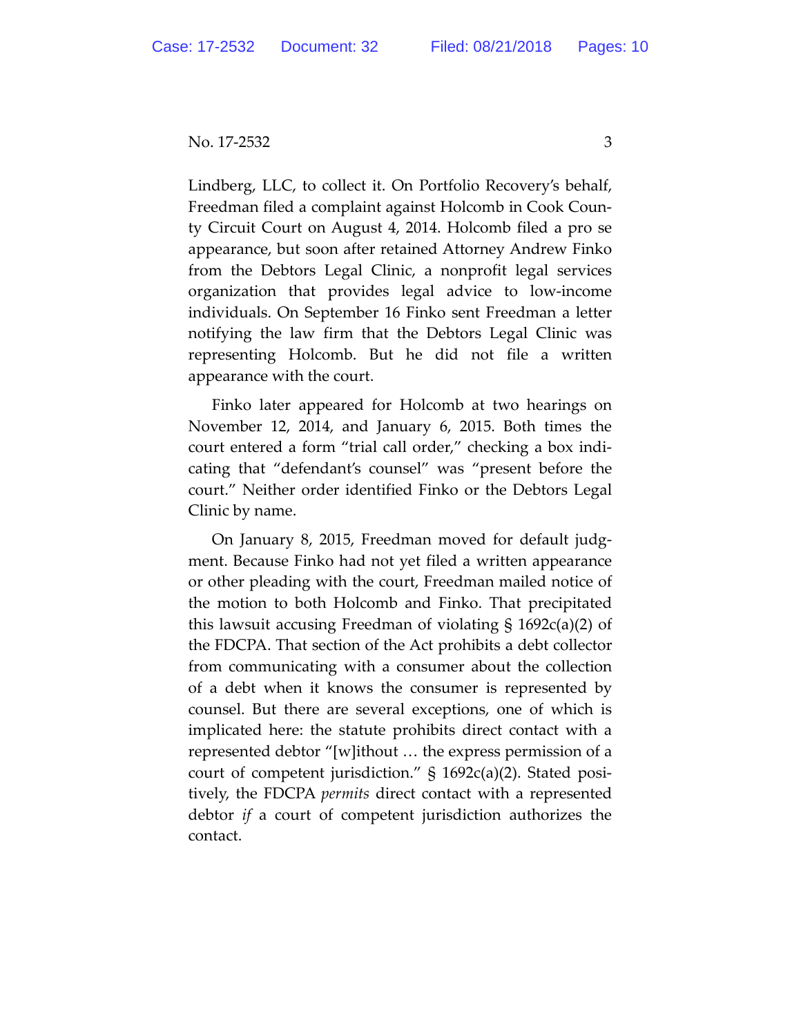Lindberg, LLC, to collect it. On Portfolio Recovery's behalf, Freedman filed a complaint against Holcomb in Cook County Circuit Court on August 4, 2014. Holcomb filed a pro se appearance, but soon after retained Attorney Andrew Finko from the Debtors Legal Clinic, a nonprofit legal services organization that provides legal advice to low-income individuals. On September 16 Finko sent Freedman a letter notifying the law firm that the Debtors Legal Clinic was representing Holcomb. But he did not file a written appearance with the court.

Finko later appeared for Holcomb at two hearings on November 12, 2014, and January 6, 2015. Both times the court entered a form "trial call order," checking a box indicating that "defendant's counsel" was "present before the court." Neither order identified Finko or the Debtors Legal Clinic by name.

On January 8, 2015, Freedman moved for default judgment. Because Finko had not yet filed a written appearance or other pleading with the court, Freedman mailed notice of the motion to both Holcomb and Finko. That precipitated this lawsuit accusing Freedman of violating § 1692c(a)(2) of the FDCPA. That section of the Act prohibits a debt collector from communicating with a consumer about the collection of a debt when it knows the consumer is represented by counsel. But there are several exceptions, one of which is implicated here: the statute prohibits direct contact with a represented debtor "[w]ithout … the express permission of a court of competent jurisdiction." § 1692c(a)(2). Stated positively, the FDCPA *permits* direct contact with a represented debtor *if* a court of competent jurisdiction authorizes the contact.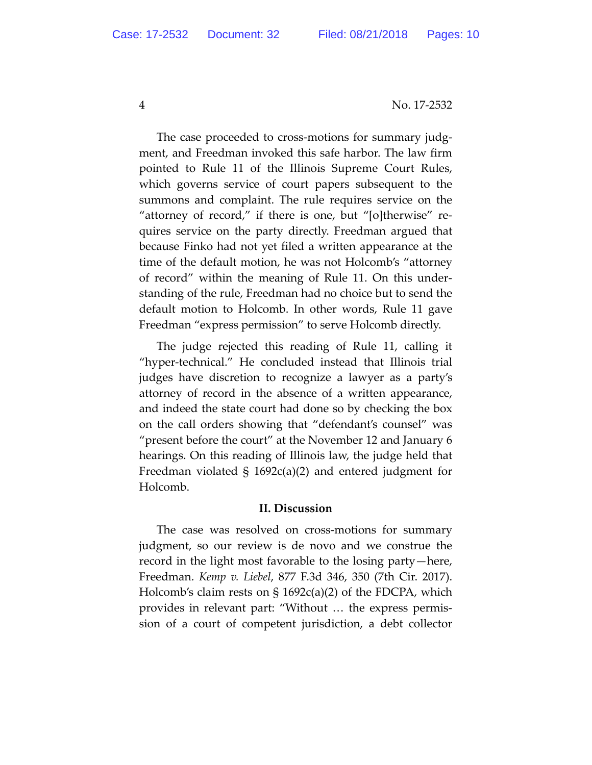The case proceeded to cross-motions for summary judgment, and Freedman invoked this safe harbor. The law firm pointed to Rule 11 of the Illinois Supreme Court Rules, which governs service of court papers subsequent to the summons and complaint. The rule requires service on the "attorney of record," if there is one, but "[o]therwise" requires service on the party directly. Freedman argued that because Finko had not yet filed a written appearance at the time of the default motion, he was not Holcomb's "attorney of record" within the meaning of Rule 11. On this understanding of the rule, Freedman had no choice but to send the default motion to Holcomb. In other words, Rule 11 gave Freedman "express permission" to serve Holcomb directly.

The judge rejected this reading of Rule 11, calling it "hyper-technical." He concluded instead that Illinois trial judges have discretion to recognize a lawyer as a party's attorney of record in the absence of a written appearance, and indeed the state court had done so by checking the box on the call orders showing that "defendant's counsel" was "present before the court" at the November 12 and January 6 hearings. On this reading of Illinois law, the judge held that Freedman violated § 1692c(a)(2) and entered judgment for Holcomb.

## II. Discussion

The case was resolved on cross-motions for summary judgment, so our review is de novo and we construe the record in the light most favorable to the losing party—here, Freedman. *Kemp v. Liebel*, 877 F.3d 346, 350 (7th Cir. 2017). Holcomb's claim rests on § 1692c(a)(2) of the FDCPA, which provides in relevant part: "Without … the express permission of a court of competent jurisdiction, a debt collector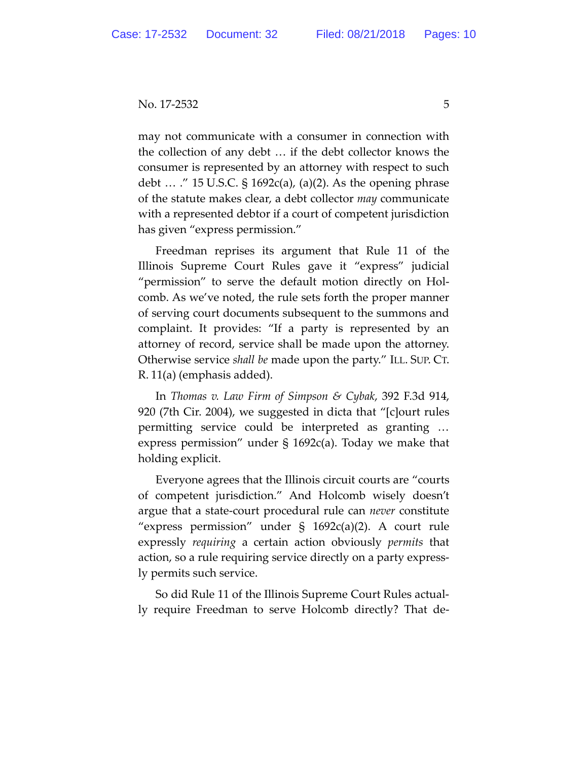may not communicate with a consumer in connection with the collection of any debt … if the debt collector knows the consumer is represented by an attorney with respect to such debt … ." 15 U.S.C. § 1692c(a), (a)(2). As the opening phrase of the statute makes clear, a debt collector *may* communicate with a represented debtor if a court of competent jurisdiction has given "express permission."

Freedman reprises its argument that Rule 11 of the Illinois Supreme Court Rules gave it "express" judicial "permission" to serve the default motion directly on Holcomb. As we've noted, the rule sets forth the proper manner of serving court documents subsequent to the summons and complaint. It provides: "If a party is represented by an attorney of record, service shall be made upon the attorney. Otherwise service *shall be* made upon the party." ILL. SUP. CT. R. 11(a) (emphasis added).

In *Thomas v. Law Firm of Simpson & Cybak*, 392 F.3d 914, 920 (7th Cir. 2004), we suggested in dicta that "[c]ourt rules permitting service could be interpreted as granting … express permission" under § 1692c(a). Today we make that holding explicit.

Everyone agrees that the Illinois circuit courts are "courts of competent jurisdiction." And Holcomb wisely doesn't argue that a state-court procedural rule can *never* constitute "express permission" under § 1692c(a)(2). A court rule expressly *requiring* a certain action obviously *permits* that action, so a rule requiring service directly on a party expressly permits such service.

So did Rule 11 of the Illinois Supreme Court Rules actually require Freedman to serve Holcomb directly? That de-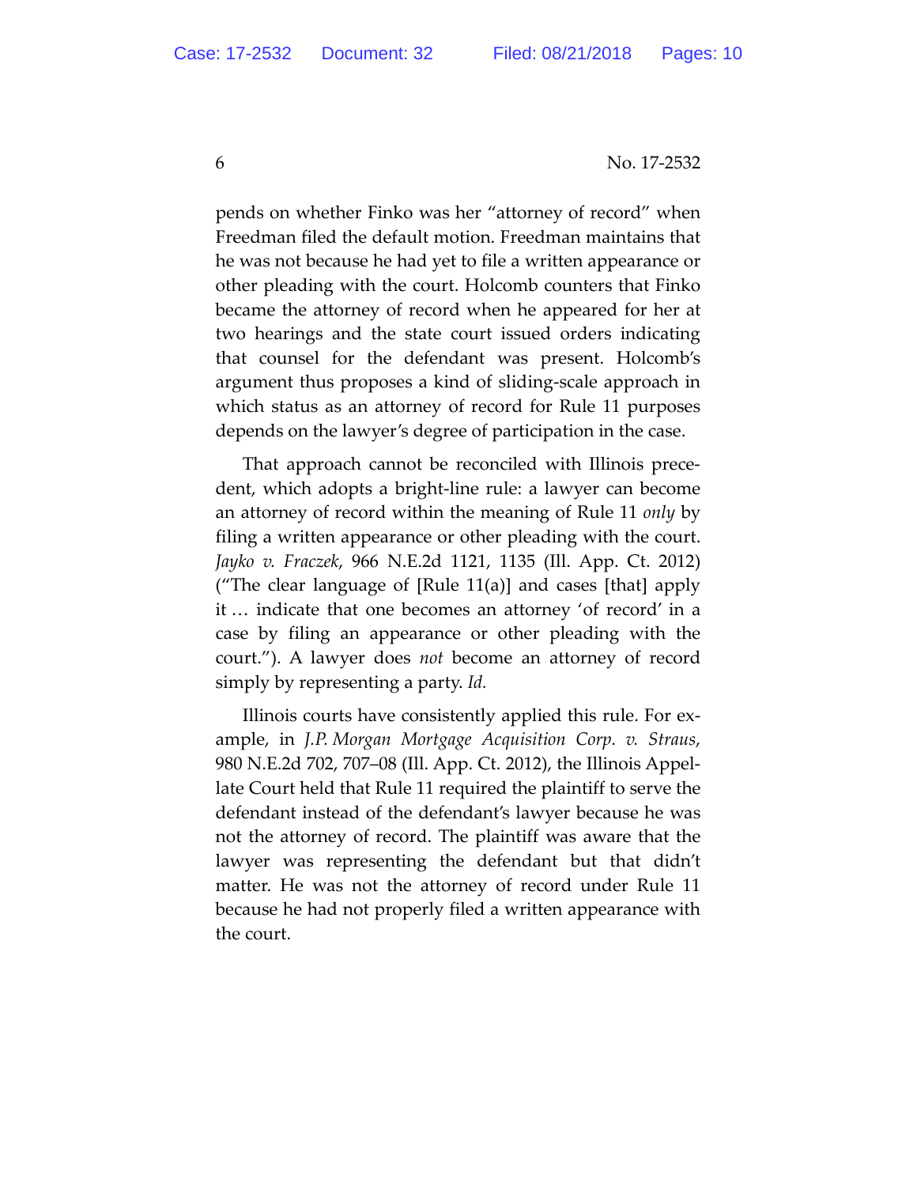pends on whether Finko was her "attorney of record" when Freedman filed the default motion. Freedman maintains that he was not because he had yet to file a written appearance or other pleading with the court. Holcomb counters that Finko became the attorney of record when he appeared for her at two hearings and the state court issued orders indicating that counsel for the defendant was present. Holcomb's argument thus proposes a kind of sliding-scale approach in which status as an attorney of record for Rule 11 purposes depends on the lawyer's degree of participation in the case.

That approach cannot be reconciled with Illinois precedent, which adopts a bright-line rule: a lawyer can become an attorney of record within the meaning of Rule 11 *only* by filing a written appearance or other pleading with the court. *Jayko v. Fraczek*, 966 N.E.2d 1121, 1135 (Ill. App. Ct. 2012) ("The clear language of [Rule 11(a)] and cases [that] apply it … indicate that one becomes an attorney 'of record' in a case by filing an appearance or other pleading with the court."). A lawyer does *not* become an attorney of record simply by representing a party. *Id.*

Illinois courts have consistently applied this rule. For example, in *J.P. Morgan Mortgage Acquisition Corp. v. Straus*, 980 N.E.2d 702, 707–08 (Ill. App. Ct. 2012), the Illinois Appellate Court held that Rule 11 required the plaintiff to serve the defendant instead of the defendant's lawyer because he was not the attorney of record. The plaintiff was aware that the lawyer was representing the defendant but that didn't matter. He was not the attorney of record under Rule 11 because he had not properly filed a written appearance with the court.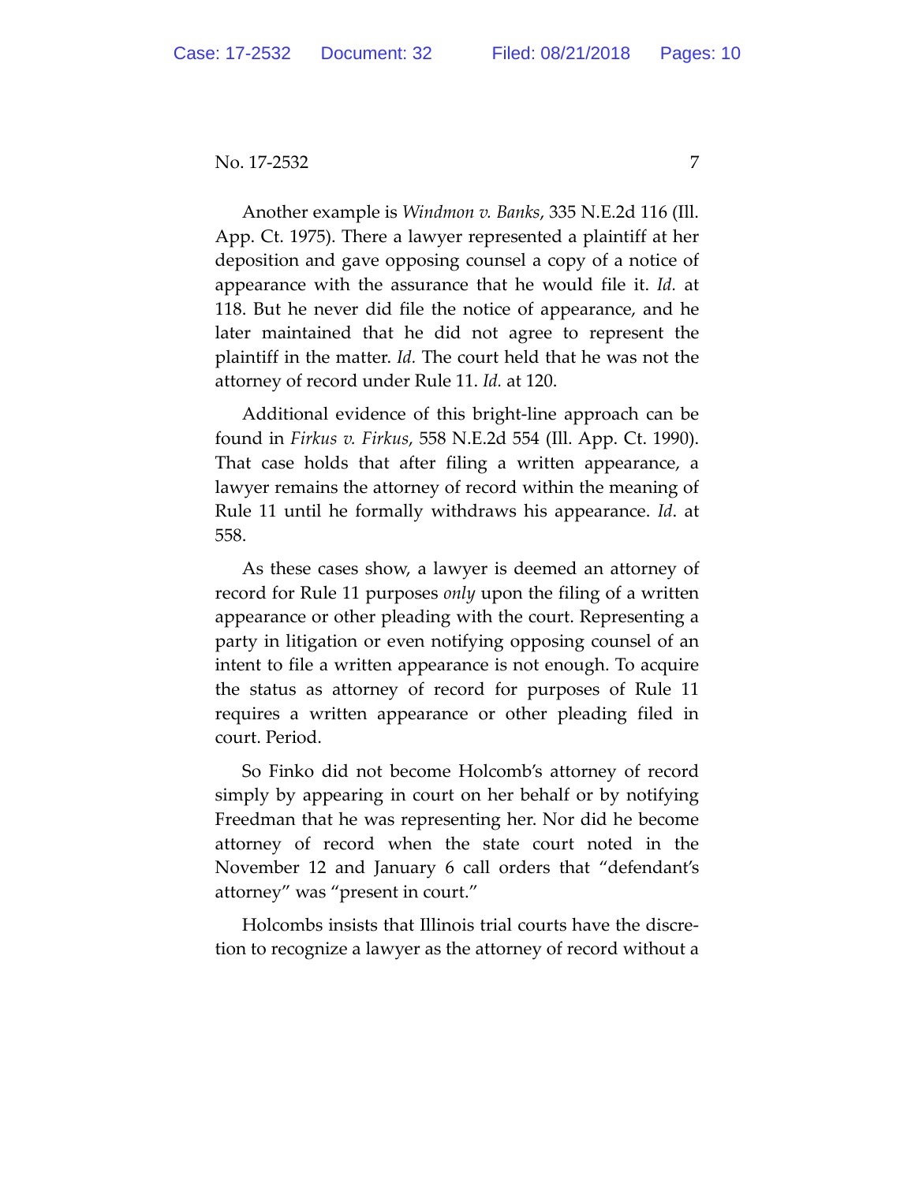Another example is *Windmon v. Banks*, 335 N.E.2d 116 (Ill. App. Ct. 1975). There a lawyer represented a plaintiff at her deposition and gave opposing counsel a copy of a notice of appearance with the assurance that he would file it. *Id.* at 118. But he never did file the notice of appearance, and he later maintained that he did not agree to represent the plaintiff in the matter. *Id.* The court held that he was not the attorney of record under Rule 11. *Id.* at 120.

Additional evidence of this bright-line approach can be found in *Firkus v. Firkus*, 558 N.E.2d 554 (Ill. App. Ct. 1990). That case holds that after filing a written appearance, a lawyer remains the attorney of record within the meaning of Rule 11 until he formally withdraws his appearance. *Id*. at 558.

As these cases show, a lawyer is deemed an attorney of record for Rule 11 purposes *only* upon the filing of a written appearance or other pleading with the court. Representing a party in litigation or even notifying opposing counsel of an intent to file a written appearance is not enough. To acquire the status as attorney of record for purposes of Rule 11 requires a written appearance or other pleading filed in court. Period.

So Finko did not become Holcomb's attorney of record simply by appearing in court on her behalf or by notifying Freedman that he was representing her. Nor did he become attorney of record when the state court noted in the November 12 and January 6 call orders that "defendant's attorney" was "present in court."

Holcombs insists that Illinois trial courts have the discretion to recognize a lawyer as the attorney of record without a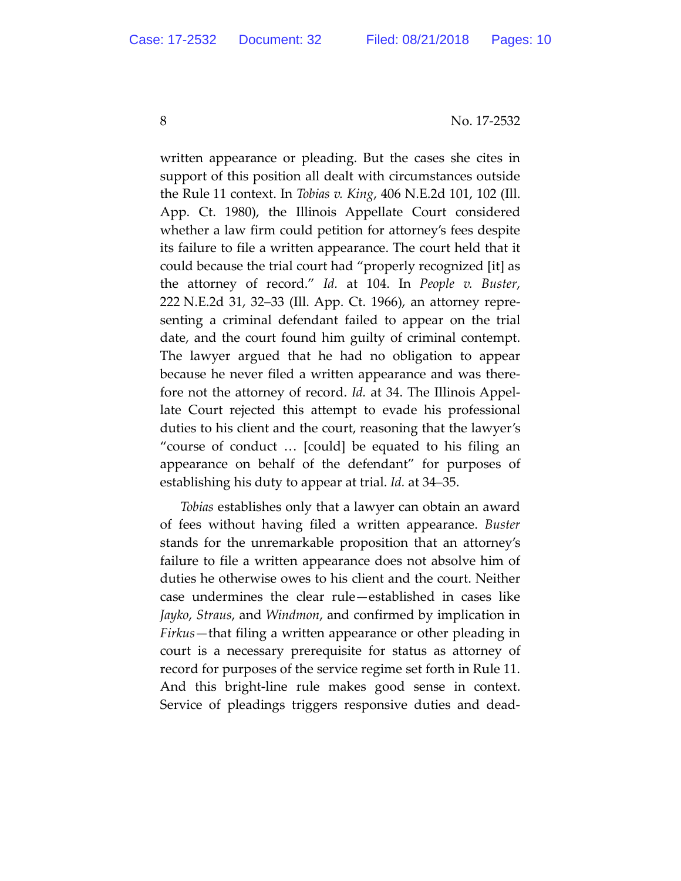written appearance or pleading. But the cases she cites in support of this position all dealt with circumstances outside the Rule 11 context. In *Tobias v. King*, 406 N.E.2d 101, 102 (Ill. App. Ct. 1980), the Illinois Appellate Court considered whether a law firm could petition for attorney's fees despite its failure to file a written appearance. The court held that it could because the trial court had "properly recognized [it] as the attorney of record." *Id.* at 104. In *People v. Buster*, 222 N.E.2d 31, 32–33 (Ill. App. Ct. 1966), an attorney representing a criminal defendant failed to appear on the trial date, and the court found him guilty of criminal contempt. The lawyer argued that he had no obligation to appear because he never filed a written appearance and was therefore not the attorney of record. *Id.* at 34. The Illinois Appellate Court rejected this attempt to evade his professional duties to his client and the court, reasoning that the lawyer's "course of conduct … [could] be equated to his filing an appearance on behalf of the defendant" for purposes of establishing his duty to appear at trial. *Id.* at 34–35.

*Tobias* establishes only that a lawyer can obtain an award of fees without having filed a written appearance. *Buster* stands for the unremarkable proposition that an attorney's failure to file a written appearance does not absolve him of duties he otherwise owes to his client and the court. Neither case undermines the clear rule—established in cases like *Jayko*, *Straus*, and *Windmon*, and confirmed by implication in *Firkus*—that filing a written appearance or other pleading in court is a necessary prerequisite for status as attorney of record for purposes of the service regime set forth in Rule 11. And this bright-line rule makes good sense in context. Service of pleadings triggers responsive duties and dead-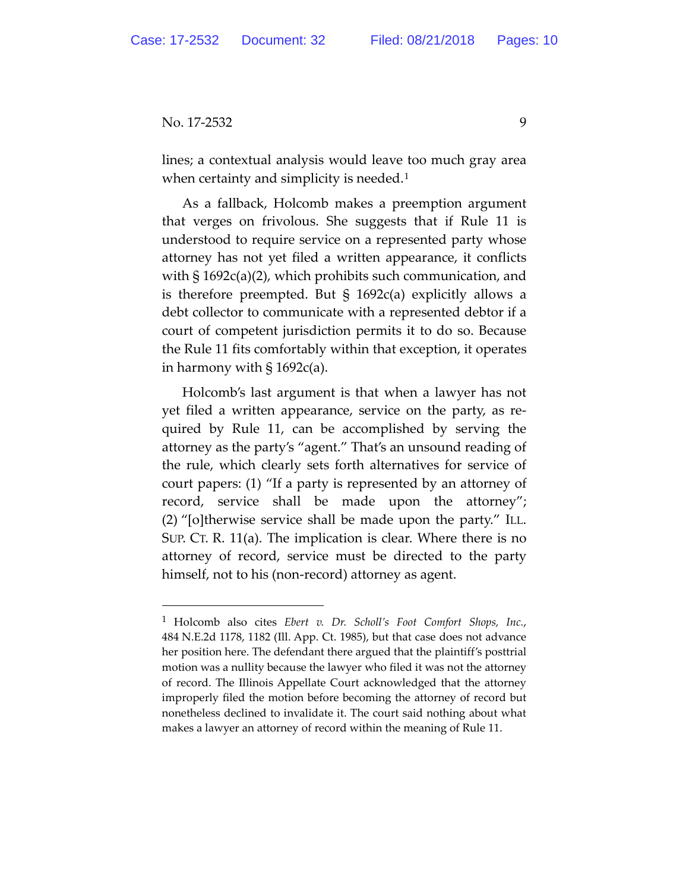lines; a contextual analysis would leave too much gray area when certainty and simplicity is needed.[1]

As a fallback, Holcomb makes a preemption argument that verges on frivolous. She suggests that if Rule 11 is understood to require service on a represented party whose attorney has not yet filed a written appearance, it conflicts with § 1692c(a)(2), which prohibits such communication, and is therefore preempted. But § 1692c(a) explicitly allows a debt collector to communicate with a represented debtor if a court of competent jurisdiction permits it to do so. Because the Rule 11 fits comfortably within that exception, it operates in harmony with § 1692c(a).

Holcomb's last argument is that when a lawyer has not yet filed a written appearance, service on the party, as required by Rule 11, can be accomplished by serving the attorney as the party's "agent." That's an unsound reading of the rule, which clearly sets forth alternatives for service of court papers: (1) "If a party is represented by an attorney of record, service shall be made upon the attorney"; (2) "[o]therwise service shall be made upon the party." ILL. SUP. CT. R. 11(a). The implication is clear. Where there is no attorney of record, service must be directed to the party himself, not to his (non-record) attorney as agent.

---

[1] Holcomb also cites *Ebert v. Dr. Scholl's Foot Comfort Shops, Inc.*, 484 N.E.2d 1178, 1182 (Ill. App. Ct. 1985), but that case does not advance her position here. The defendant there argued that the plaintiff's posttrial motion was a nullity because the lawyer who filed it was not the attorney of record. The Illinois Appellate Court acknowledged that the attorney improperly filed the motion before becoming the attorney of record but nonetheless declined to invalidate it. The court said nothing about what makes a lawyer an attorney of record within the meaning of Rule 11.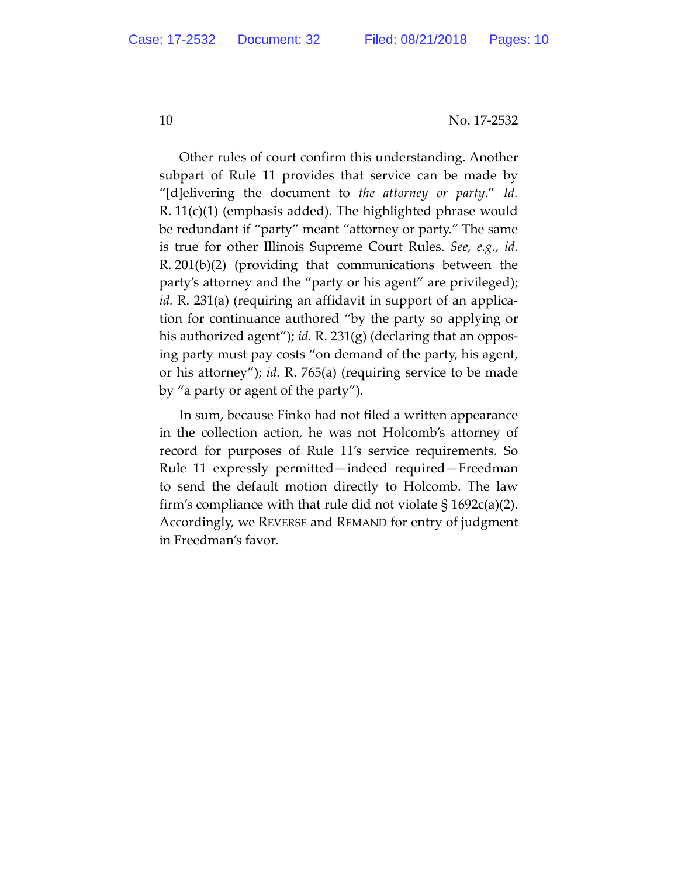Other rules of court confirm this understanding. Another subpart of Rule 11 provides that service can be made by "[d]elivering the document to *the attorney or party*." *Id.* R. 11(c)(1) (emphasis added). The highlighted phrase would be redundant if "party" meant "attorney or party." The same is true for other Illinois Supreme Court Rules. *See, e.g.*, *id.* R. 201(b)(2) (providing that communications between the party's attorney and the "party or his agent" are privileged); *id.* R. 231(a) (requiring an affidavit in support of an application for continuance authored "by the party so applying or his authorized agent"); *id.* R. 231(g) (declaring that an opposing party must pay costs "on demand of the party, his agent, or his attorney"); *id.* R. 765(a) (requiring service to be made by "a party or agent of the party").

In sum, because Finko had not filed a written appearance in the collection action, he was not Holcomb's attorney of record for purposes of Rule 11's service requirements. So Rule 11 expressly permitted—indeed required—Freedman to send the default motion directly to Holcomb. The law firm's compliance with that rule did not violate § 1692c(a)(2). Accordingly, we REVERSE and REMAND for entry of judgment in Freedman's favor.